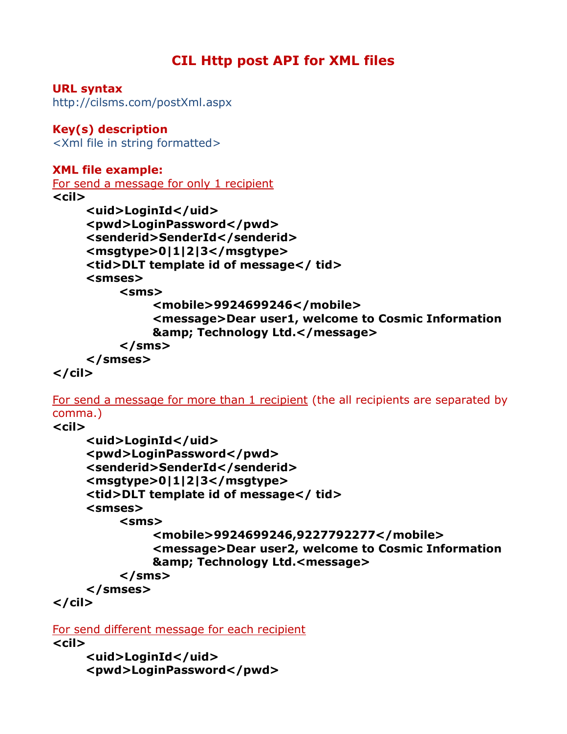# CIL Http post API for XML files

## URL syntax

http://cilsms.com/postXml.aspx

## Key(s) description

<Xml file in string formatted>

## XML file example:

For send a message for only 1 recipient

```
<cil>
    <uid>LoginId</uid>
    <pwd>LoginPassword</pwd>
    <senderid>SenderId</senderid>
    <msgtype>0|1|2|3</msgtype>
    <tid>DLT template id of message</ tid>
    <smses>
        <sms>
            <mobile>9924699246</mobile>
            <message>Dear user1, welcome to Cosmic Information
            &amp; Technology Ltd.</message>
        </sms>
    </smses>
</cil>
```

For send a message for more than 1 recipient (the all recipients are separated by comma.)

```
<cil>
    <uid>LoginId</uid>
    <pwd>LoginPassword</pwd>
    <senderid>SenderId</senderid>
    <msgtype>0|1|2|3</msgtype>
    <tid>DLT template id of message</ tid>
    <smses>
        <sms>
            <mobile>9924699246,9227792277</mobile>
            <message>Dear user2, welcome to Cosmic Information
            &amp; Technology Ltd.<message>
        </sms>
    </smses>
</cil>
```

For send different message for each recipient

```
<cil>
    <uid>LoginId</uid>
    <pwd>LoginPassword</pwd>
```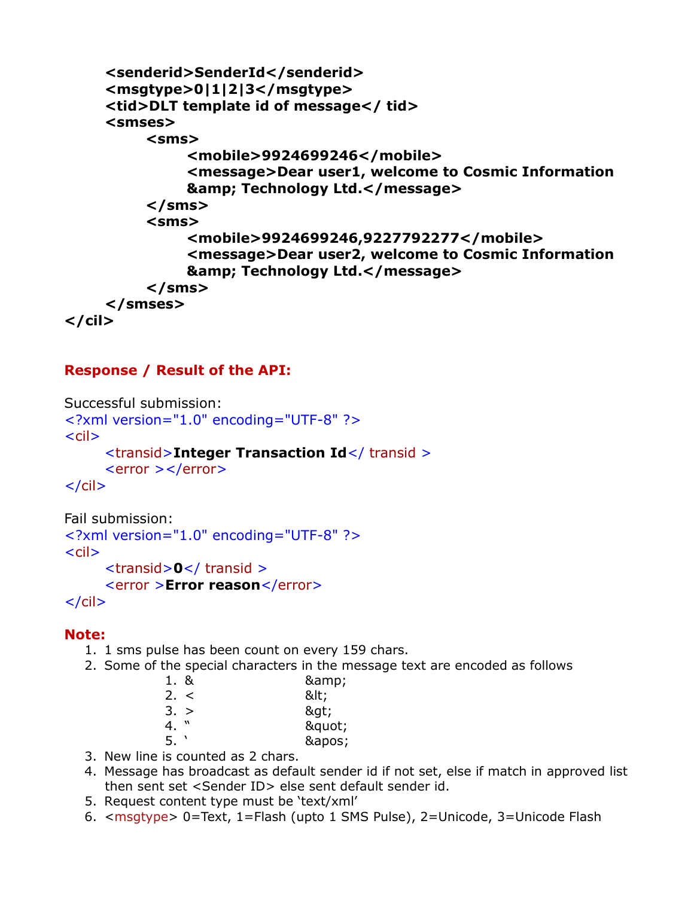```
    <senderid>SenderId</senderid>
    <msgtype>0|1|2|3</msgtype>
    <tid>DLT template id of message</ tid>
    <smses>
        <sms>
            <mobile>9924699246</mobile>
            <message>Dear user1, welcome to Cosmic Information
            &amp; Technology Ltd.</message>
        </sms>
        <sms>
            <mobile>9924699246,9227792277</mobile>
            <message>Dear user2, welcome to Cosmic Information
            &amp; Technology Ltd.</message>
        </sms>
    </smses>
</cil>
```

**Response / Result of the API:**

Successful submission:

```
<?xml version="1.0" encoding="UTF-8" ?>
<cil>
    <transid>Integer Transaction Id</ transid >
    <error ></error>
</cil>
```

Fail submission:

```
<?xml version="1.0" encoding="UTF-8" ?>
<cil>
    <transid>0</ transid >
    <error >Error reason</error>
</cil>
```

**Note:**

1. 1 sms pulse has been count on every 159 chars.
2. Some of the special characters in the message text are encoded as follows
    1. & &amp;
    2. < &lt;
    3. > &gt;
    4. " &quot;
    5. ' &apos;
3. New line is counted as 2 chars.
4. Message has broadcast as default sender id if not set, else if match in approved list then sent set <Sender ID> else sent default sender id.
5. Request content type must be 'text/xml'
6. <msgtype> 0=Text, 1=Flash (upto 1 SMS Pulse), 2=Unicode, 3=Unicode Flash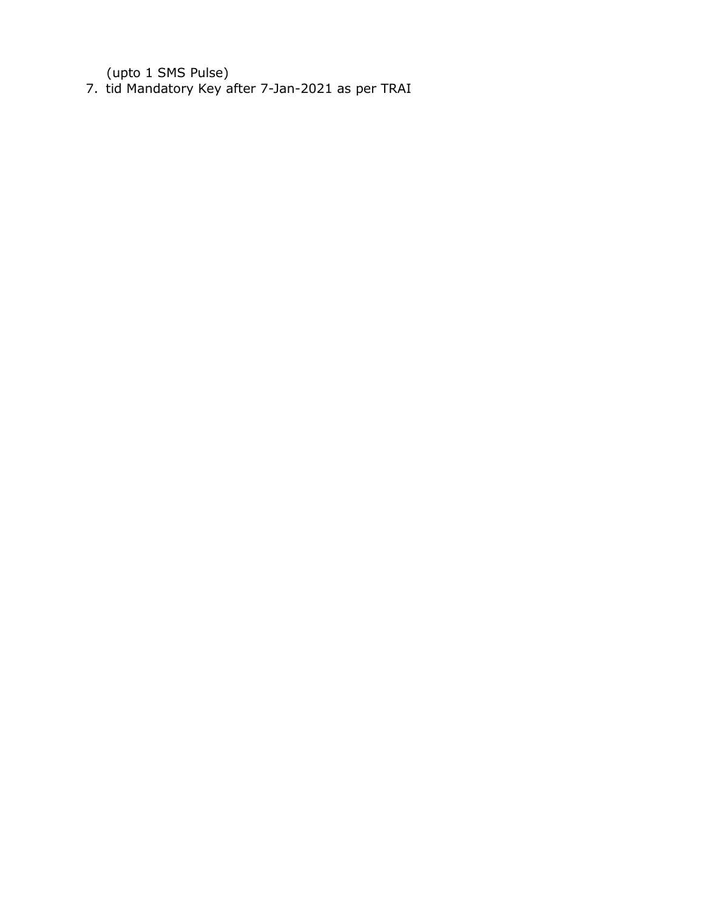(upto 1 SMS Pulse)

7. tid Mandatory Key after 7-Jan-2021 as per TRAI